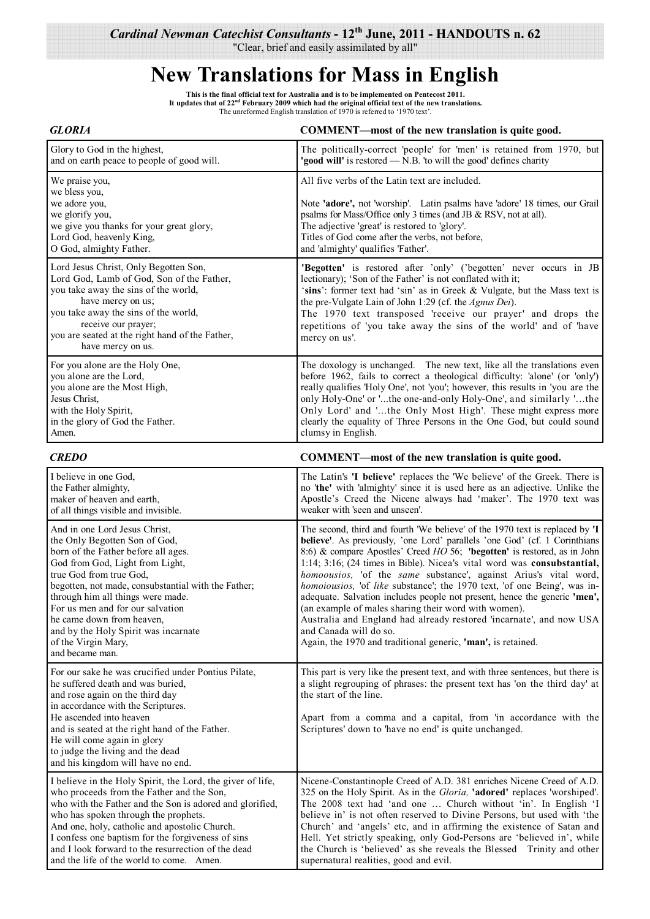*Cardinal Newman Catechist Consultants* - 12th June, 2011 - HANDOUTS n. 62

"Clear, brief and easily assimilated by all"

# New Translations for Mass in English

**This is the final official text for Australia and is to be implemented on Pentecost 2011.**
**It updates that of 22nd February 2009 which had the original official text of the new translations.**
The unreformed English translation of 1970 is referred to '1970 text'.

## *GLORIA*

| Text | COMMENT—most of the new translation is quite good. |
|---|---|
| Glory to God in the highest,<br>and on earth peace to people of good will. | The politically-correct 'people' for 'men' is retained from 1970, but **'good will'** is restored — N.B. 'to will the good' defines charity |
| We praise you,<br>we bless you,<br>we adore you,<br>we glorify you,<br>we give you thanks for your great glory,<br>Lord God, heavenly King,<br>O God, almighty Father. | All five verbs of the Latin text are included.<br><br>Note **'adore',** not 'worship'. Latin psalms have 'adore' 18 times, our Grail psalms for Mass/Office only 3 times (and JB & RSV, not at all).<br>The adjective 'great' is restored to 'glory'.<br>Titles of God come after the verbs, not before,<br>and 'almighty' qualifies 'Father'. |
| Lord Jesus Christ, Only Begotten Son,<br>Lord God, Lamb of God, Son of the Father,<br>you take away the sins of the world,<br>have mercy on us;<br>you take away the sins of the world,<br>receive our prayer;<br>you are seated at the right hand of the Father,<br>have mercy on us. | **'Begotten'** is restored after 'only' ('begotten' never occurs in JB lectionary); 'Son of the Father' is not conflated with it;<br>'**sins**': former text had 'sin' as in Greek & Vulgate, but the Mass text is the pre-Vulgate Lain of John 1:29 (cf. the *Agnus Dei*).<br>The 1970 text transposed 'receive our prayer' and drops the repetitions of 'you take away the sins of the world' and of 'have mercy on us'. |
| For you alone are the Holy One,<br>you alone are the Lord,<br>you alone are the Most High,<br>Jesus Christ,<br>with the Holy Spirit,<br>in the glory of God the Father.<br>Amen. | The doxology is unchanged. The new text, like all the translations even before 1962, fails to correct a theological difficulty: 'alone' (or 'only') really qualifies 'Holy One', not 'you'; however, this results in 'you are the only Holy-One' or '...the one-and-only Holy-One', and similarly '…the Only Lord' and '…the Only Most High'. These might express more clearly the equality of Three Persons in the One God, but could sound clumsy in English. |

## *CREDO*

| Text | COMMENT—most of the new translation is quite good. |
|---|---|
| I believe in one God,<br>the Father almighty,<br>maker of heaven and earth,<br>of all things visible and invisible. | The Latin's **'I believe'** replaces the 'We believe' of the Greek. There is no '**the**' with 'almighty' since it is used here as an adjective. Unlike the Apostle's Creed the Nicene always had 'maker'. The 1970 text was weaker with 'seen and unseen'. |
| And in one Lord Jesus Christ,<br>the Only Begotten Son of God,<br>born of the Father before all ages.<br>God from God, Light from Light,<br>true God from true God,<br>begotten, not made, consubstantial with the Father;<br>through him all things were made.<br>For us men and for our salvation<br>he came down from heaven,<br>and by the Holy Spirit was incarnate<br>of the Virgin Mary,<br>and became man. | The second, third and fourth 'We believe' of the 1970 text is replaced by **'I believe'**. As previously, 'one Lord' parallels 'one God' (cf. 1 Corinthians 8:6) & compare Apostles' Creed *HO* 56; **'begotten'** is restored, as in John 1:14; 3:16; (24 times in Bible). Nicea's vital word was **consubstantial,** *homoousios,* 'of the *same* substance', against Arius's vital word, *homoiousios,* 'of *like* substance'; the 1970 text, 'of one Being', was inadequate. Salvation includes people not present, hence the generic **'men',** (an example of males sharing their word with women).<br>Australia and England had already restored 'incarnate', and now USA and Canada will do so.<br>Again, the 1970 and traditional generic, **'man',** is retained. |
| For our sake he was crucified under Pontius Pilate,<br>he suffered death and was buried,<br>and rose again on the third day<br>in accordance with the Scriptures.<br>He ascended into heaven<br>and is seated at the right hand of the Father.<br>He will come again in glory<br>to judge the living and the dead<br>and his kingdom will have no end. | This part is very like the present text, and with three sentences, but there is a slight regrouping of phrases: the present text has 'on the third day' at the start of the line.<br><br>Apart from a comma and a capital, from 'in accordance with the Scriptures' down to 'have no end' is quite unchanged. |
| I believe in the Holy Spirit, the Lord, the giver of life,<br>who proceeds from the Father and the Son,<br>who with the Father and the Son is adored and glorified,<br>who has spoken through the prophets.<br>And one, holy, catholic and apostolic Church.<br>I confess one baptism for the forgiveness of sins<br>and I look forward to the resurrection of the dead<br>and the life of the world to come. Amen. | Nicene-Constantinople Creed of A.D. 381 enriches Nicene Creed of A.D. 325 on the Holy Spirit. As in the *Gloria,* **'adored'** replaces 'worshiped'. The 2008 text had 'and one … Church without 'in'. In English 'I believe in' is not often reserved to Divine Persons, but used with 'the Church' and 'angels' etc, and in affirming the existence of Satan and Hell. Yet strictly speaking, only God-Persons are 'believed in', while the Church is 'believed' as she reveals the Blessed Trinity and other supernatural realities, good and evil. |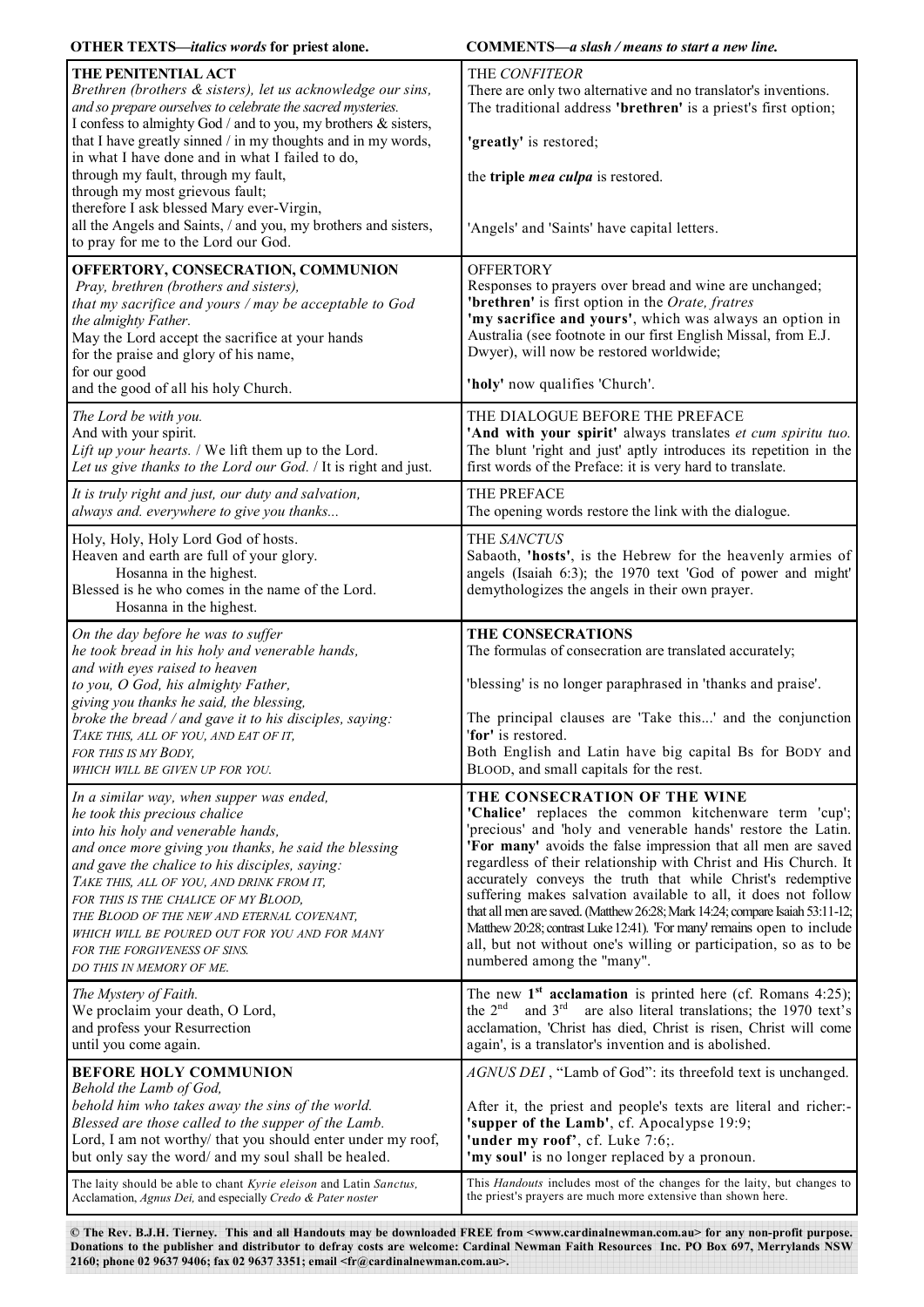| **OTHER TEXTS—*italics words* for priest alone.** | **COMMENTS—*a slash / means to start a new line.*** |
|---|---|
| **THE PENITENTIAL ACT**<br>*Brethren (brothers & sisters), let us acknowledge our sins, and so prepare ourselves to celebrate the sacred mysteries.*<br>I confess to almighty God / and to you, my brothers & sisters, that I have greatly sinned / in my thoughts and in my words, in what I have done and in what I failed to do,<br>through my fault, through my fault,<br>through my most grievous fault;<br>therefore I ask blessed Mary ever-Virgin,<br>all the Angels and Saints, / and you, my brothers and sisters, to pray for me to the Lord our God. | THE *CONFITEOR*<br>There are only two alternative and no translator's inventions. The traditional address **'brethren'** is a priest's first option;<br>**'greatly'** is restored;<br>the **triple *mea culpa*** is restored.<br>'Angels' and 'Saints' have capital letters. |
| **OFFERTORY, CONSECRATION, COMMUNION**<br>*Pray, brethren (brothers and sisters), that my sacrifice and yours / may be acceptable to God the almighty Father.*<br>May the Lord accept the sacrifice at your hands for the praise and glory of his name, for our good and the good of all his holy Church. | OFFERTORY<br>Responses to prayers over bread and wine are unchanged; **'brethren'** is first option in the *Orate, fratres*<br>**'my sacrifice and yours'**, which was always an option in Australia (see footnote in our first English Missal, from E.J. Dwyer), will now be restored worldwide;<br>**'holy'** now qualifies 'Church'. |
| *The Lord be with you.*<br>And with your spirit.<br>*Lift up your hearts.* / We lift them up to the Lord.<br>*Let us give thanks to the Lord our God.* / It is right and just. | THE DIALOGUE BEFORE THE PREFACE<br>**'And with your spirit'** always translates *et cum spiritu tuo.* The blunt 'right and just' aptly introduces its repetition in the first words of the Preface: it is very hard to translate. |
| *It is truly right and just, our duty and salvation, always and. everywhere to give you thanks...* | THE PREFACE<br>The opening words restore the link with the dialogue. |
| Holy, Holy, Holy Lord God of hosts.<br>Heaven and earth are full of your glory.<br>Hosanna in the highest.<br>Blessed is he who comes in the name of the Lord.<br>Hosanna in the highest. | THE *SANCTUS*<br>Sabaoth, **'hosts'**, is the Hebrew for the heavenly armies of angels (Isaiah 6:3); the 1970 text 'God of power and might' demythologizes the angels in their own prayer. |
| *On the day before he was to suffer he took bread in his holy and venerable hands, and with eyes raised to heaven to you, O God, his almighty Father, giving you thanks he said, the blessing, broke the bread / and gave it to his disciples, saying:*<br>*TAKE THIS, ALL OF YOU, AND EAT OF IT,*<br>*FOR THIS IS MY BODY,*<br>*WHICH WILL BE GIVEN UP FOR YOU.* | **THE CONSECRATIONS**<br>The formulas of consecration are translated accurately;<br>'blessing' is no longer paraphrased in 'thanks and praise'.<br>The principal clauses are 'Take this...' and the conjunction **'for'** is restored.<br>Both English and Latin have big capital Bs for BODY and BLOOD, and small capitals for the rest. |
| *In a similar way, when supper was ended, he took this precious chalice into his holy and venerable hands, and once more giving you thanks, he said the blessing and gave the chalice to his disciples, saying:*<br>*TAKE THIS, ALL OF YOU, AND DRINK FROM IT,*<br>*FOR THIS IS THE CHALICE OF MY BLOOD,*<br>*THE BLOOD OF THE NEW AND ETERNAL COVENANT,*<br>*WHICH WILL BE POURED OUT FOR YOU AND FOR MANY FOR THE FORGIVENESS OF SINS.*<br>*DO THIS IN MEMORY OF ME.* | **THE CONSECRATION OF THE WINE**<br>**'Chalice'** replaces the common kitchenware term 'cup'; 'precious' and 'holy and venerable hands' restore the Latin. **'For many'** avoids the false impression that all men are saved regardless of their relationship with Christ and His Church. It accurately conveys the truth that while Christ's redemptive suffering makes salvation available to all, it does not follow that all men are saved. (Matthew 26:28; Mark 14:24; compare Isaiah 53:11-12; Matthew 20:28; contrast Luke 12:41). 'For many' remains open to include all, but not without one's willing or participation, so as to be numbered among the "many". |
| *The Mystery of Faith.*<br>We proclaim your death, O Lord, and profess your Resurrection until you come again. | The new **1st acclamation** is printed here (cf. Romans 4:25); the 2nd and 3rd are also literal translations; the 1970 text's acclamation, 'Christ has died, Christ is risen, Christ will come again', is a translator's invention and is abolished. |
| **BEFORE HOLY COMMUNION**<br>*Behold the Lamb of God, behold him who takes away the sins of the world. Blessed are those called to the supper of the Lamb.*<br>Lord, I am not worthy/ that you should enter under my roof, but only say the word/ and my soul shall be healed. | *AGNUS DEI* , "Lamb of God": its threefold text is unchanged.<br>After it, the priest and people's texts are literal and richer:-<br>**'supper of the Lamb'**, cf. Apocalypse 19:9;<br>**'under my roof'**, cf. Luke 7:6;.<br>**'my soul'** is no longer replaced by a pronoun. |
| The laity should be able to chant *Kyrie eleison* and Latin *Sanctus*, Acclamation, *Agnus Dei,* and especially *Credo & Pater noster* | This *Handouts* includes most of the changes for the laity, but changes to the priest's prayers are much more extensive than shown here. |

**© The Rev. B.J.H. Tierney. This and all Handouts may be downloaded FREE from <www.cardinalnewman.com.au> for any non-profit purpose. Donations to the publisher and distributor to defray costs are welcome: Cardinal Newman Faith Resources Inc. PO Box 697, Merrylands NSW 2160; phone 02 9637 9406; fax 02 9637 3351; email <fr@cardinalnewman.com.au>.**